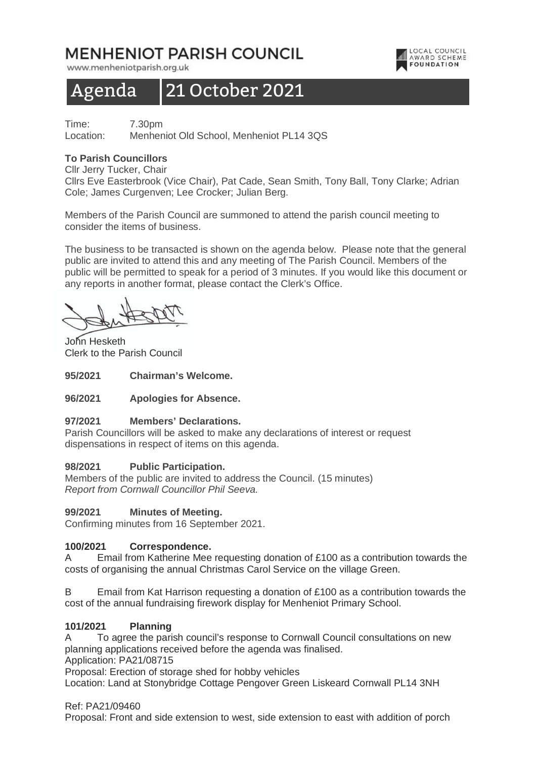# MENHENIOT PARISH COUNCIL

www.menheniotparish.org.uk

## Agenda 21 October 2021

Time: 7.30pm
Location: Menheniot Old School, Menheniot PL14 3QS

**To Parish Councillors**
Cllr Jerry Tucker, Chair
Cllrs Eve Easterbrook (Vice Chair), Pat Cade, Sean Smith, Tony Ball, Tony Clarke; Adrian Cole; James Curgenven; Lee Crocker; Julian Berg.

Members of the Parish Council are summoned to attend the parish council meeting to consider the items of business.

The business to be transacted is shown on the agenda below. Please note that the general public are invited to attend this and any meeting of The Parish Council. Members of the public will be permitted to speak for a period of 3 minutes. If you would like this document or any reports in another format, please contact the Clerk's Office.

John Hesketh
Clerk to the Parish Council

**95/2021 Chairman's Welcome.**

**96/2021 Apologies for Absence.**

**97/2021 Members' Declarations.**
Parish Councillors will be asked to make any declarations of interest or request dispensations in respect of items on this agenda.

**98/2021 Public Participation.**
Members of the public are invited to address the Council. (15 minutes)
*Report from Cornwall Councillor Phil Seeva.*

**99/2021 Minutes of Meeting.**
Confirming minutes from 16 September 2021.

**100/2021 Correspondence.**
A Email from Katherine Mee requesting donation of £100 as a contribution towards the costs of organising the annual Christmas Carol Service on the village Green.

B Email from Kat Harrison requesting a donation of £100 as a contribution towards the cost of the annual fundraising firework display for Menheniot Primary School.

**101/2021 Planning**
A To agree the parish council's response to Cornwall Council consultations on new planning applications received before the agenda was finalised.
Application: PA21/08715
Proposal: Erection of storage shed for hobby vehicles
Location: Land at Stonybridge Cottage Pengover Green Liskeard Cornwall PL14 3NH

Ref: PA21/09460
Proposal: Front and side extension to west, side extension to east with addition of porch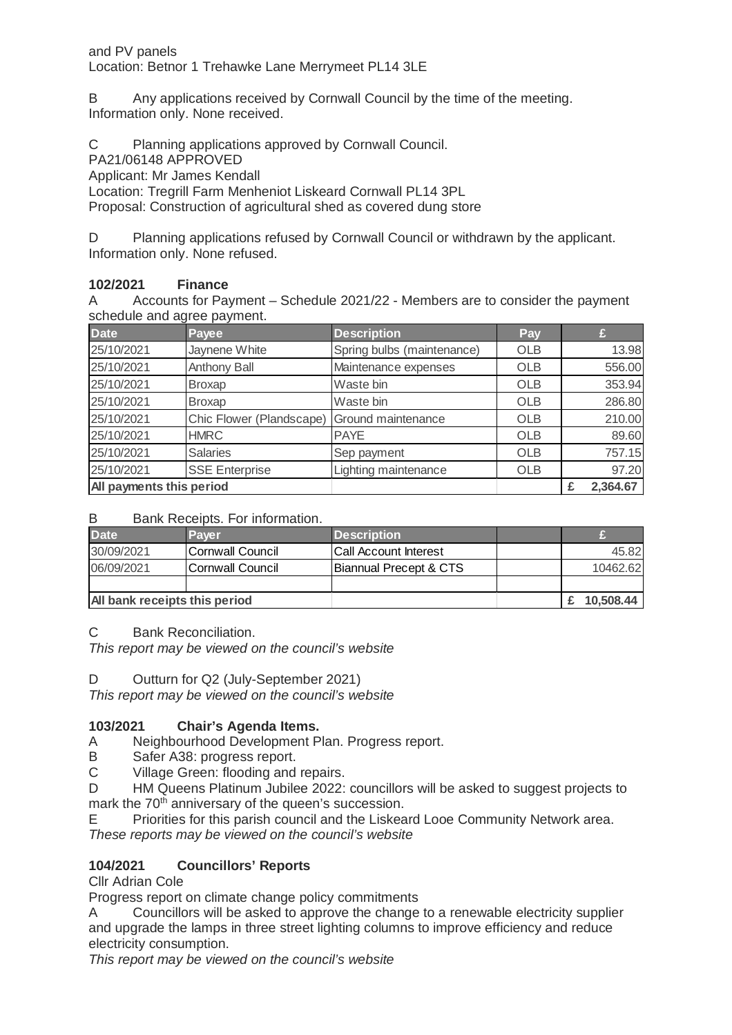and PV panels
Location: Betnor 1 Trehawke Lane Merrymeet PL14 3LE

B Any applications received by Cornwall Council by the time of the meeting.
Information only. None received.

C Planning applications approved by Cornwall Council.
PA21/06148 APPROVED
Applicant: Mr James Kendall
Location: Tregrill Farm Menheniot Liskeard Cornwall PL14 3PL
Proposal: Construction of agricultural shed as covered dung store

D Planning applications refused by Cornwall Council or withdrawn by the applicant.
Information only. None refused.

### 102/2021 Finance

A Accounts for Payment – Schedule 2021/22 - Members are to consider the payment schedule and agree payment.

| Date | Payee | Description | Pay | £ |
|---|---|---|---|---|
| 25/10/2021 | Jaynene White | Spring bulbs (maintenance) | OLB | 13.98 |
| 25/10/2021 | Anthony Ball | Maintenance expenses | OLB | 556.00 |
| 25/10/2021 | Broxap | Waste bin | OLB | 353.94 |
| 25/10/2021 | Broxap | Waste bin | OLB | 286.80 |
| 25/10/2021 | Chic Flower (Plandscape) | Ground maintenance | OLB | 210.00 |
| 25/10/2021 | HMRC | PAYE | OLB | 89.60 |
| 25/10/2021 | Salaries | Sep payment | OLB | 757.15 |
| 25/10/2021 | SSE Enterprise | Lighting maintenance | OLB | 97.20 |
| **All payments this period** | | | | **£ 2,364.67** |

B Bank Receipts. For information.

| Date | Payer | Description | | £ |
|---|---|---|---|---|
| 30/09/2021 | Cornwall Council | Call Account Interest | | 45.82 |
| 06/09/2021 | Cornwall Council | Biannual Precept & CTS | | 10462.62 |
| | | | | |
| **All bank receipts this period** | | | | **£ 10,508.44** |

C Bank Reconciliation.
*This report may be viewed on the council's website*

D Outturn for Q2 (July-September 2021)
*This report may be viewed on the council's website*

### 103/2021 Chair's Agenda Items.

A Neighbourhood Development Plan. Progress report.
B Safer A38: progress report.
C Village Green: flooding and repairs.
D HM Queens Platinum Jubilee 2022: councillors will be asked to suggest projects to mark the 70th anniversary of the queen's succession.
E Priorities for this parish council and the Liskeard Looe Community Network area.
*These reports may be viewed on the council's website*

### 104/2021 Councillors' Reports

Cllr Adrian Cole
Progress report on climate change policy commitments
A Councillors will be asked to approve the change to a renewable electricity supplier and upgrade the lamps in three street lighting columns to improve efficiency and reduce electricity consumption.
*This report may be viewed on the council's website*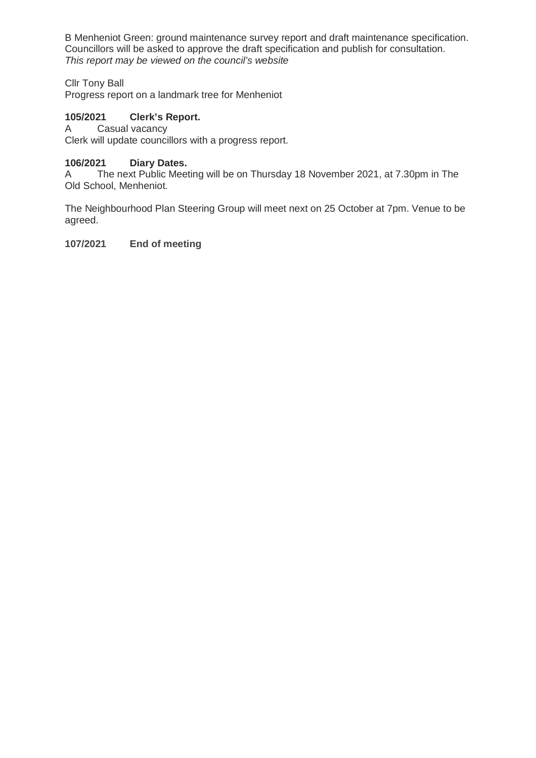B Menheniot Green: ground maintenance survey report and draft maintenance specification. Councillors will be asked to approve the draft specification and publish for consultation.
*This report may be viewed on the council's website*

Cllr Tony Ball
Progress report on a landmark tree for Menheniot

**105/2021 Clerk's Report.**

A Casual vacancy
Clerk will update councillors with a progress report.

**106/2021 Diary Dates.**

A The next Public Meeting will be on Thursday 18 November 2021, at 7.30pm in The Old School, Menheniot.

The Neighbourhood Plan Steering Group will meet next on 25 October at 7pm. Venue to be agreed.

**107/2021 End of meeting**